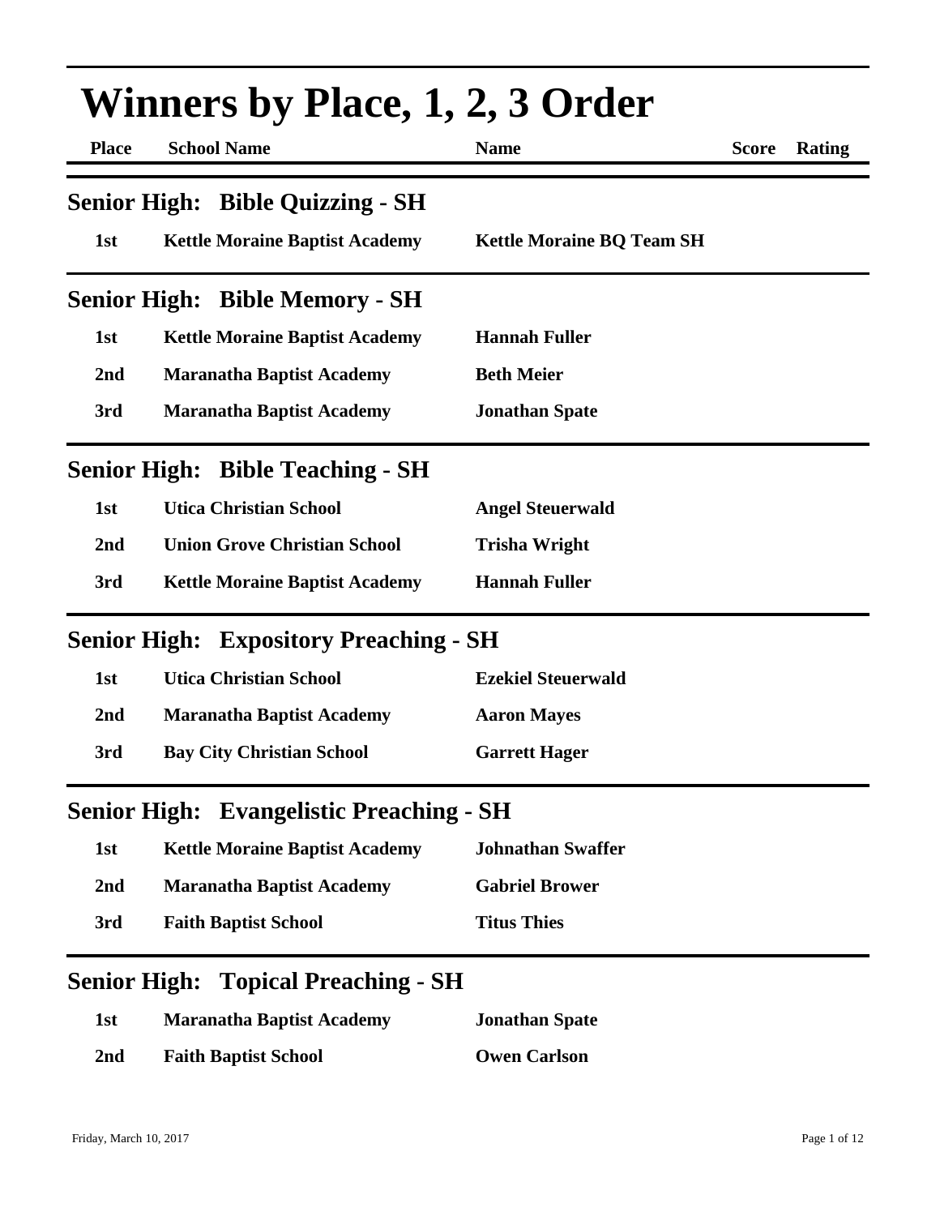# Winners by Place, 1, 2, 3 Order

| Place | School Name | Name | Score | Rating |
|---|---|---|---|---|

## Senior High: Bible Quizzing - SH

| Place | School Name | Name | Score | Rating |
|---|---|---|---|---|
| 1st | Kettle Moraine Baptist Academy | Kettle Moraine BQ Team SH | | |

## Senior High: Bible Memory - SH

| Place | School Name | Name | Score | Rating |
|---|---|---|---|---|
| 1st | Kettle Moraine Baptist Academy | Hannah Fuller | | |
| 2nd | Maranatha Baptist Academy | Beth Meier | | |
| 3rd | Maranatha Baptist Academy | Jonathan Spate | | |

## Senior High: Bible Teaching - SH

| Place | School Name | Name | Score | Rating |
|---|---|---|---|---|
| 1st | Utica Christian School | Angel Steuerwald | | |
| 2nd | Union Grove Christian School | Trisha Wright | | |
| 3rd | Kettle Moraine Baptist Academy | Hannah Fuller | | |

## Senior High: Expository Preaching - SH

| Place | School Name | Name | Score | Rating |
|---|---|---|---|---|
| 1st | Utica Christian School | Ezekiel Steuerwald | | |
| 2nd | Maranatha Baptist Academy | Aaron Mayes | | |
| 3rd | Bay City Christian School | Garrett Hager | | |

## Senior High: Evangelistic Preaching - SH

| Place | School Name | Name | Score | Rating |
|---|---|---|---|---|
| 1st | Kettle Moraine Baptist Academy | Johnathan Swaffer | | |
| 2nd | Maranatha Baptist Academy | Gabriel Brower | | |
| 3rd | Faith Baptist School | Titus Thies | | |

## Senior High: Topical Preaching - SH

| Place | School Name | Name | Score | Rating |
|---|---|---|---|---|
| 1st | Maranatha Baptist Academy | Jonathan Spate | | |
| 2nd | Faith Baptist School | Owen Carlson | | |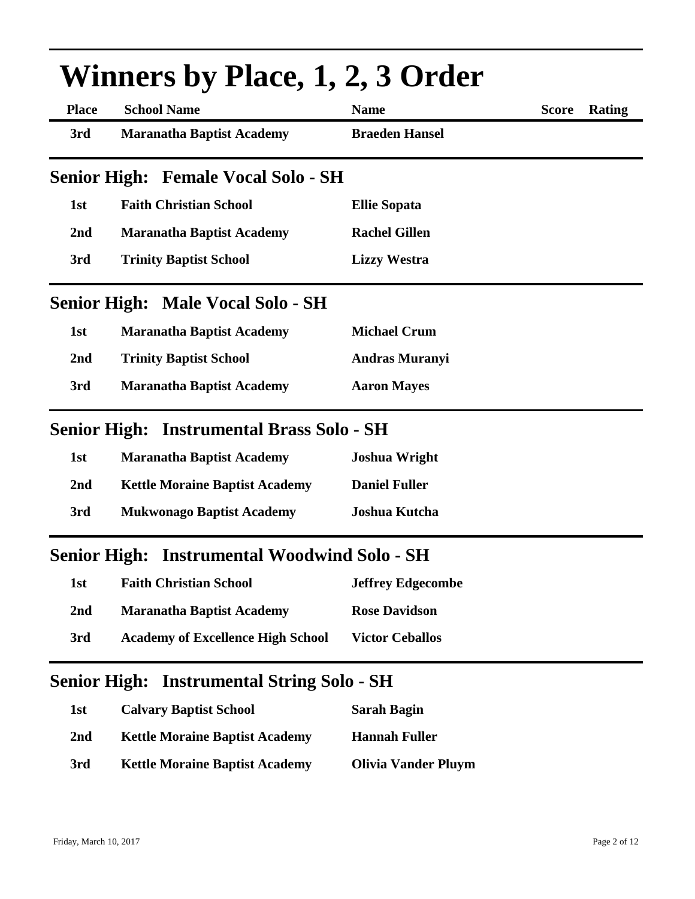# Winners by Place, 1, 2, 3 Order

| Place | School Name | Name | Score | Rating |
|---|---|---|---|---|
| 3rd | Maranatha Baptist Academy | Braeden Hansel | | |

## Senior High: Female Vocal Solo - SH

| Place | School Name | Name | Score | Rating |
|---|---|---|---|---|
| 1st | Faith Christian School | Ellie Sopata | | |
| 2nd | Maranatha Baptist Academy | Rachel Gillen | | |
| 3rd | Trinity Baptist School | Lizzy Westra | | |

## Senior High: Male Vocal Solo - SH

| Place | School Name | Name | Score | Rating |
|---|---|---|---|---|
| 1st | Maranatha Baptist Academy | Michael Crum | | |
| 2nd | Trinity Baptist School | Andras Muranyi | | |
| 3rd | Maranatha Baptist Academy | Aaron Mayes | | |

## Senior High: Instrumental Brass Solo - SH

| Place | School Name | Name | Score | Rating |
|---|---|---|---|---|
| 1st | Maranatha Baptist Academy | Joshua Wright | | |
| 2nd | Kettle Moraine Baptist Academy | Daniel Fuller | | |
| 3rd | Mukwonago Baptist Academy | Joshua Kutcha | | |

## Senior High: Instrumental Woodwind Solo - SH

| Place | School Name | Name | Score | Rating |
|---|---|---|---|---|
| 1st | Faith Christian School | Jeffrey Edgecombe | | |
| 2nd | Maranatha Baptist Academy | Rose Davidson | | |
| 3rd | Academy of Excellence High School | Victor Ceballos | | |

## Senior High: Instrumental String Solo - SH

| Place | School Name | Name | Score | Rating |
|---|---|---|---|---|
| 1st | Calvary Baptist School | Sarah Bagin | | |
| 2nd | Kettle Moraine Baptist Academy | Hannah Fuller | | |
| 3rd | Kettle Moraine Baptist Academy | Olivia Vander Pluym | | |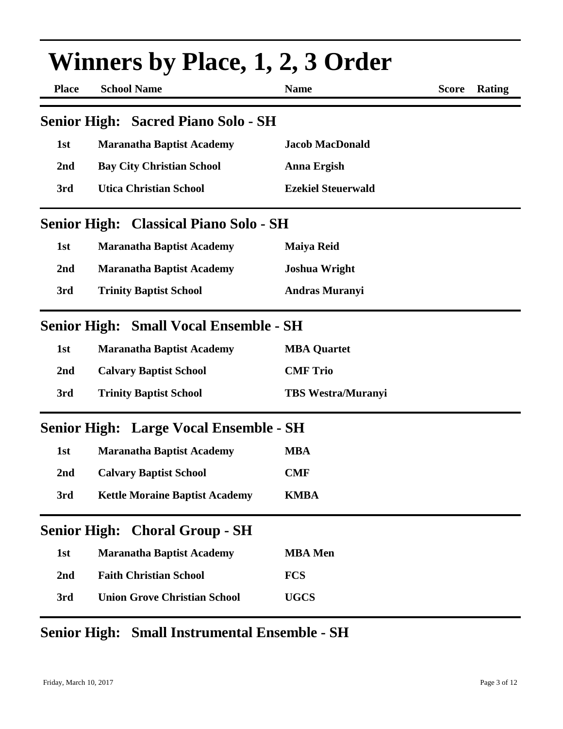# Winners by Place, 1, 2, 3 Order

| Place | School Name | Name | Score | Rating |
|---|---|---|---|---|

## Senior High: Sacred Piano Solo - SH

| Place | School Name | Name | Score | Rating |
|---|---|---|---|---|
| 1st | Maranatha Baptist Academy | Jacob MacDonald | | |
| 2nd | Bay City Christian School | Anna Ergish | | |
| 3rd | Utica Christian School | Ezekiel Steuerwald | | |

## Senior High: Classical Piano Solo - SH

| Place | School Name | Name | Score | Rating |
|---|---|---|---|---|
| 1st | Maranatha Baptist Academy | Maiya Reid | | |
| 2nd | Maranatha Baptist Academy | Joshua Wright | | |
| 3rd | Trinity Baptist School | Andras Muranyi | | |

## Senior High: Small Vocal Ensemble - SH

| Place | School Name | Name | Score | Rating |
|---|---|---|---|---|
| 1st | Maranatha Baptist Academy | MBA Quartet | | |
| 2nd | Calvary Baptist School | CMF Trio | | |
| 3rd | Trinity Baptist School | TBS Westra/Muranyi | | |

## Senior High: Large Vocal Ensemble - SH

| Place | School Name | Name | Score | Rating |
|---|---|---|---|---|
| 1st | Maranatha Baptist Academy | MBA | | |
| 2nd | Calvary Baptist School | CMF | | |
| 3rd | Kettle Moraine Baptist Academy | KMBA | | |

## Senior High: Choral Group - SH

| Place | School Name | Name | Score | Rating |
|---|---|---|---|---|
| 1st | Maranatha Baptist Academy | MBA Men | | |
| 2nd | Faith Christian School | FCS | | |
| 3rd | Union Grove Christian School | UGCS | | |

## Senior High: Small Instrumental Ensemble - SH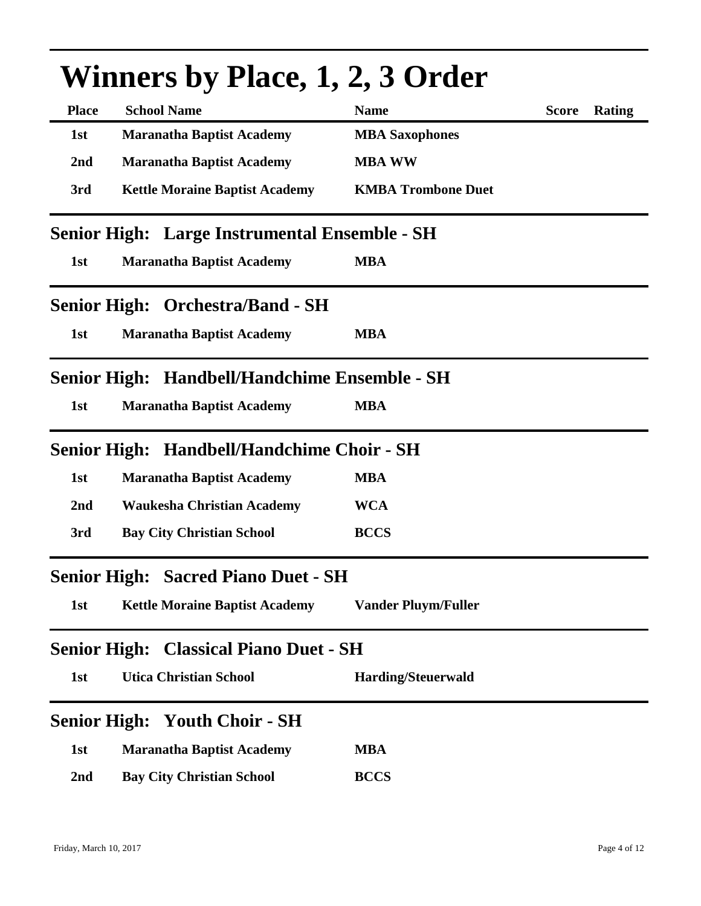# Winners by Place, 1, 2, 3 Order

| Place | School Name | Name | Score | Rating |
|---|---|---|---|---|
| 1st | Maranatha Baptist Academy | MBA Saxophones | | |
| 2nd | Maranatha Baptist Academy | MBA WW | | |
| 3rd | Kettle Moraine Baptist Academy | KMBA Trombone Duet | | |

## Senior High: Large Instrumental Ensemble - SH

| Place | School Name | Name | Score | Rating |
|---|---|---|---|---|
| 1st | Maranatha Baptist Academy | MBA | | |

## Senior High: Orchestra/Band - SH

| Place | School Name | Name | Score | Rating |
|---|---|---|---|---|
| 1st | Maranatha Baptist Academy | MBA | | |

## Senior High: Handbell/Handchime Ensemble - SH

| Place | School Name | Name | Score | Rating |
|---|---|---|---|---|
| 1st | Maranatha Baptist Academy | MBA | | |

## Senior High: Handbell/Handchime Choir - SH

| Place | School Name | Name | Score | Rating |
|---|---|---|---|---|
| 1st | Maranatha Baptist Academy | MBA | | |
| 2nd | Waukesha Christian Academy | WCA | | |
| 3rd | Bay City Christian School | BCCS | | |

## Senior High: Sacred Piano Duet - SH

| Place | School Name | Name | Score | Rating |
|---|---|---|---|---|
| 1st | Kettle Moraine Baptist Academy | Vander Pluym/Fuller | | |

## Senior High: Classical Piano Duet - SH

| Place | School Name | Name | Score | Rating |
|---|---|---|---|---|
| 1st | Utica Christian School | Harding/Steuerwald | | |

## Senior High: Youth Choir - SH

| Place | School Name | Name | Score | Rating |
|---|---|---|---|---|
| 1st | Maranatha Baptist Academy | MBA | | |
| 2nd | Bay City Christian School | BCCS | | |

Friday, March 10, 2017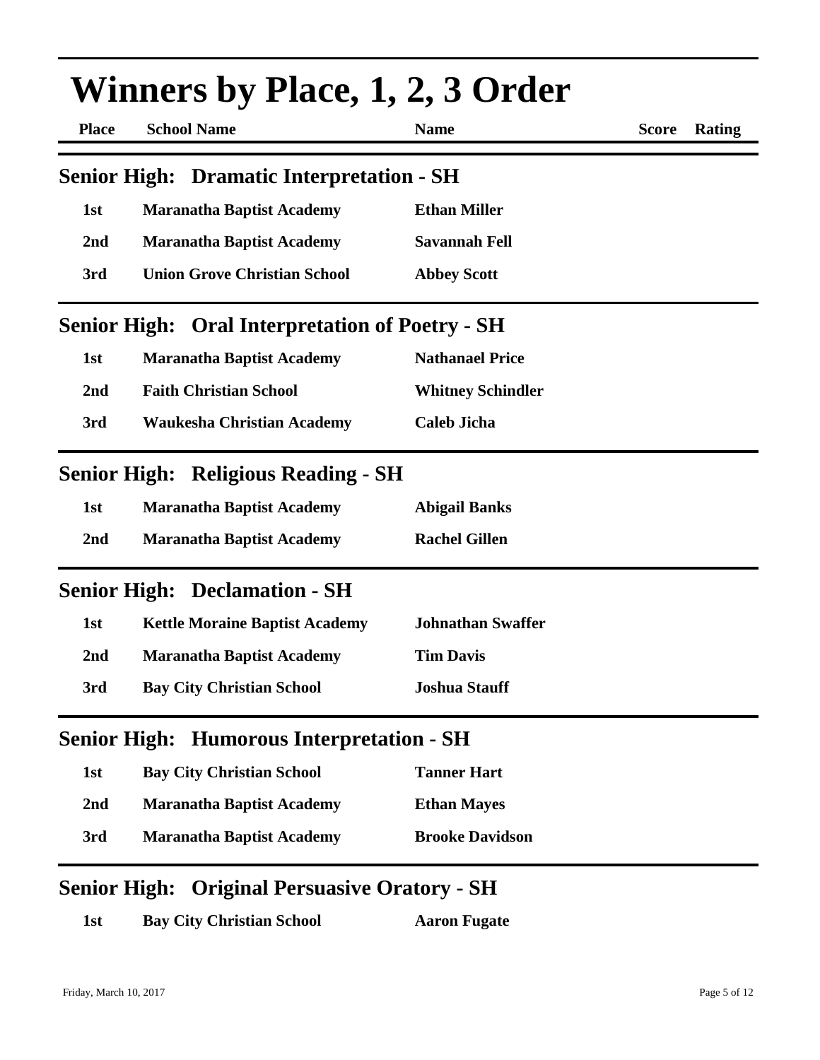# Winners by Place, 1, 2, 3 Order

| Place | School Name | Name | Score | Rating |
|---|---|---|---|---|

## Senior High: Dramatic Interpretation - SH

| Place | School Name | Name | Score | Rating |
|---|---|---|---|---|
| 1st | Maranatha Baptist Academy | Ethan Miller | | |
| 2nd | Maranatha Baptist Academy | Savannah Fell | | |
| 3rd | Union Grove Christian School | Abbey Scott | | |

## Senior High: Oral Interpretation of Poetry - SH

| Place | School Name | Name | Score | Rating |
|---|---|---|---|---|
| 1st | Maranatha Baptist Academy | Nathanael Price | | |
| 2nd | Faith Christian School | Whitney Schindler | | |
| 3rd | Waukesha Christian Academy | Caleb Jicha | | |

## Senior High: Religious Reading - SH

| Place | School Name | Name | Score | Rating |
|---|---|---|---|---|
| 1st | Maranatha Baptist Academy | Abigail Banks | | |
| 2nd | Maranatha Baptist Academy | Rachel Gillen | | |

## Senior High: Declamation - SH

| Place | School Name | Name | Score | Rating |
|---|---|---|---|---|
| 1st | Kettle Moraine Baptist Academy | Johnathan Swaffer | | |
| 2nd | Maranatha Baptist Academy | Tim Davis | | |
| 3rd | Bay City Christian School | Joshua Stauff | | |

## Senior High: Humorous Interpretation - SH

| Place | School Name | Name | Score | Rating |
|---|---|---|---|---|
| 1st | Bay City Christian School | Tanner Hart | | |
| 2nd | Maranatha Baptist Academy | Ethan Mayes | | |
| 3rd | Maranatha Baptist Academy | Brooke Davidson | | |

## Senior High: Original Persuasive Oratory - SH

| Place | School Name | Name | Score | Rating |
|---|---|---|---|---|
| 1st | Bay City Christian School | Aaron Fugate | | |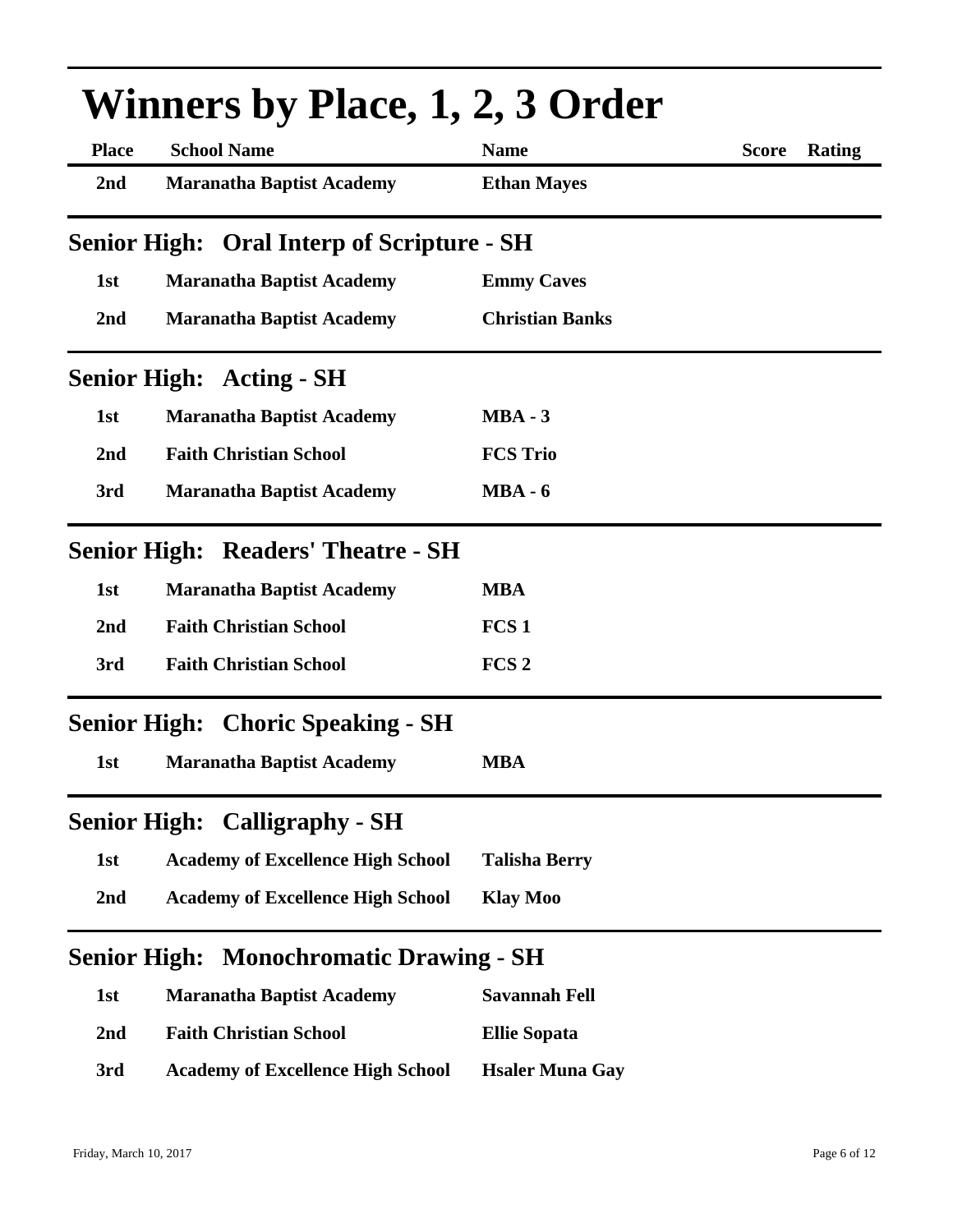# Winners by Place, 1, 2, 3 Order

| Place | School Name | Name | Score | Rating |
|---|---|---|---|---|
| 2nd | Maranatha Baptist Academy | Ethan Mayes | | |

## Senior High: Oral Interp of Scripture - SH

| Place | School Name | Name | Score | Rating |
|---|---|---|---|---|
| 1st | Maranatha Baptist Academy | Emmy Caves | | |
| 2nd | Maranatha Baptist Academy | Christian Banks | | |

## Senior High: Acting - SH

| Place | School Name | Name | Score | Rating |
|---|---|---|---|---|
| 1st | Maranatha Baptist Academy | MBA - 3 | | |
| 2nd | Faith Christian School | FCS Trio | | |
| 3rd | Maranatha Baptist Academy | MBA - 6 | | |

## Senior High: Readers' Theatre - SH

| Place | School Name | Name | Score | Rating |
|---|---|---|---|---|
| 1st | Maranatha Baptist Academy | MBA | | |
| 2nd | Faith Christian School | FCS 1 | | |
| 3rd | Faith Christian School | FCS 2 | | |

## Senior High: Choric Speaking - SH

| Place | School Name | Name | Score | Rating |
|---|---|---|---|---|
| 1st | Maranatha Baptist Academy | MBA | | |

## Senior High: Calligraphy - SH

| Place | School Name | Name | Score | Rating |
|---|---|---|---|---|
| 1st | Academy of Excellence High School | Talisha Berry | | |
| 2nd | Academy of Excellence High School | Klay Moo | | |

## Senior High: Monochromatic Drawing - SH

| Place | School Name | Name | Score | Rating |
|---|---|---|---|---|
| 1st | Maranatha Baptist Academy | Savannah Fell | | |
| 2nd | Faith Christian School | Ellie Sopata | | |
| 3rd | Academy of Excellence High School | Hsaler Muna Gay | | |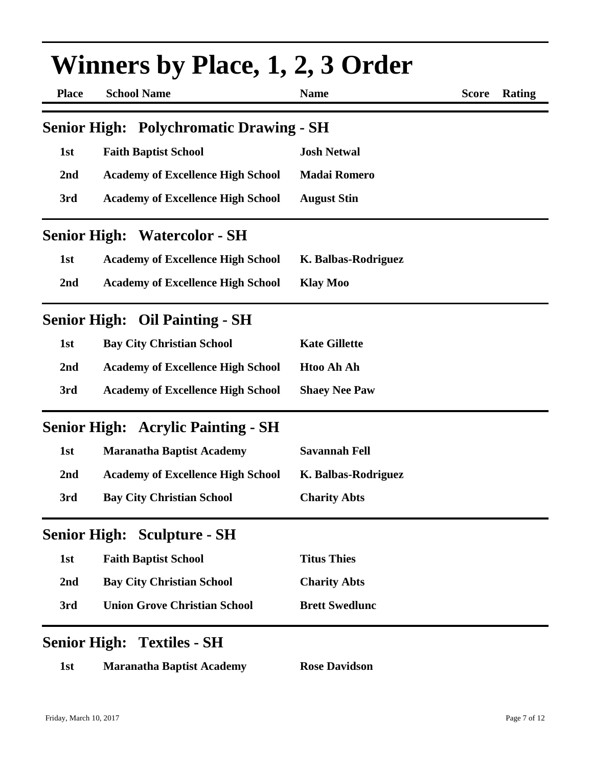# Winners by Place, 1, 2, 3 Order

| Place | School Name | Name | Score | Rating |
|---|---|---|---|---|

## Senior High: Polychromatic Drawing - SH

| Place | School Name | Name | Score | Rating |
|---|---|---|---|---|
| 1st | Faith Baptist School | Josh Netwal | | |
| 2nd | Academy of Excellence High School | Madai Romero | | |
| 3rd | Academy of Excellence High School | August Stin | | |

## Senior High: Watercolor - SH

| Place | School Name | Name | Score | Rating |
|---|---|---|---|---|
| 1st | Academy of Excellence High School | K. Balbas-Rodriguez | | |
| 2nd | Academy of Excellence High School | Klay Moo | | |

## Senior High: Oil Painting - SH

| Place | School Name | Name | Score | Rating |
|---|---|---|---|---|
| 1st | Bay City Christian School | Kate Gillette | | |
| 2nd | Academy of Excellence High School | Htoo Ah Ah | | |
| 3rd | Academy of Excellence High School | Shaey Nee Paw | | |

## Senior High: Acrylic Painting - SH

| Place | School Name | Name | Score | Rating |
|---|---|---|---|---|
| 1st | Maranatha Baptist Academy | Savannah Fell | | |
| 2nd | Academy of Excellence High School | K. Balbas-Rodriguez | | |
| 3rd | Bay City Christian School | Charity Abts | | |

## Senior High: Sculpture - SH

| Place | School Name | Name | Score | Rating |
|---|---|---|---|---|
| 1st | Faith Baptist School | Titus Thies | | |
| 2nd | Bay City Christian School | Charity Abts | | |
| 3rd | Union Grove Christian School | Brett Swedlunc | | |

## Senior High: Textiles - SH

| Place | School Name | Name | Score | Rating |
|---|---|---|---|---|
| 1st | Maranatha Baptist Academy | Rose Davidson | | |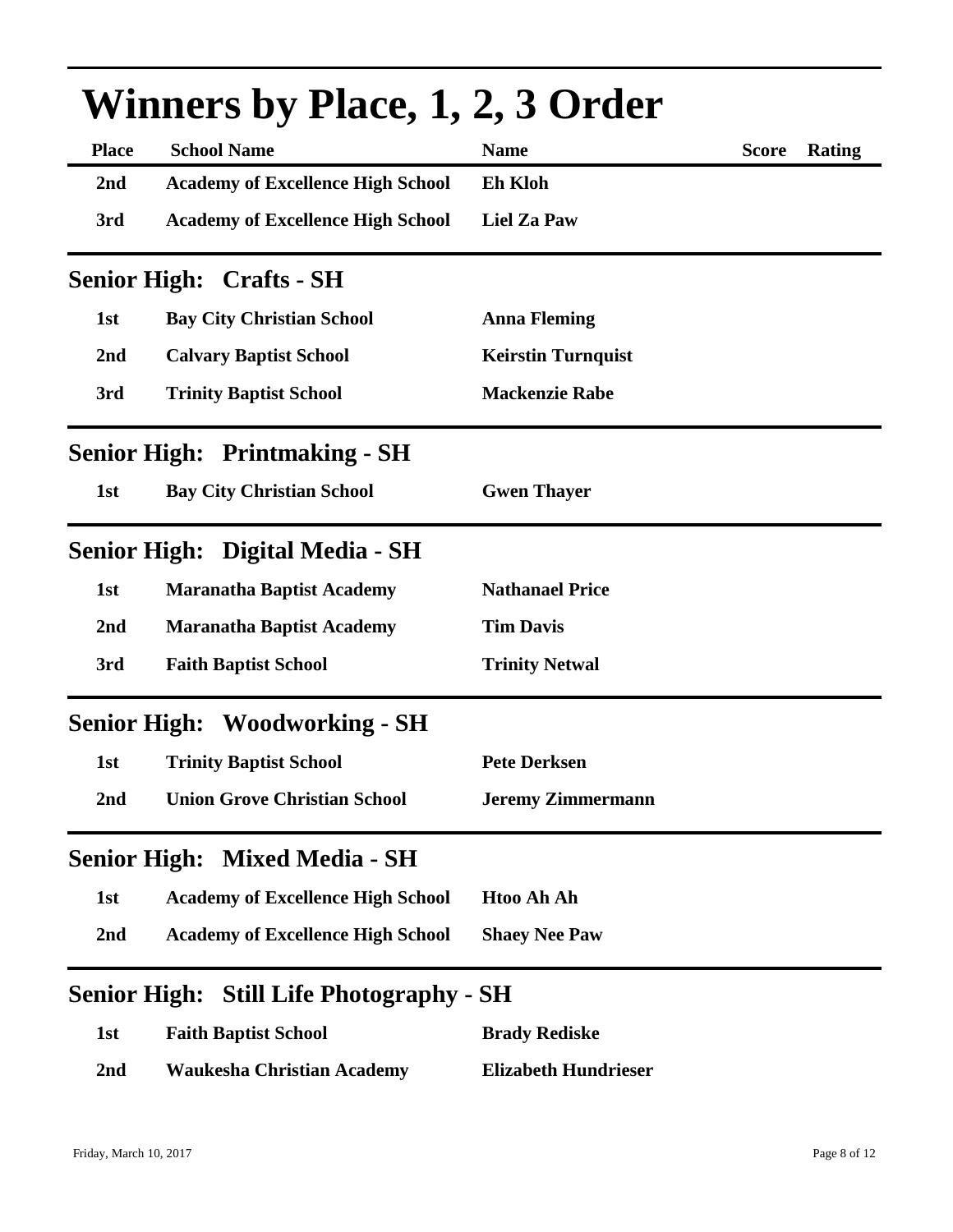# Winners by Place, 1, 2, 3 Order

| Place | School Name | Name | Score | Rating |
|---|---|---|---|---|
| 2nd | Academy of Excellence High School | Eh Kloh | | |
| 3rd | Academy of Excellence High School | Liel Za Paw | | |

## Senior High: Crafts - SH

| Place | School Name | Name | Score | Rating |
|---|---|---|---|---|
| 1st | Bay City Christian School | Anna Fleming | | |
| 2nd | Calvary Baptist School | Keirstin Turnquist | | |
| 3rd | Trinity Baptist School | Mackenzie Rabe | | |

## Senior High: Printmaking - SH

| Place | School Name | Name | Score | Rating |
|---|---|---|---|---|
| 1st | Bay City Christian School | Gwen Thayer | | |

## Senior High: Digital Media - SH

| Place | School Name | Name | Score | Rating |
|---|---|---|---|---|
| 1st | Maranatha Baptist Academy | Nathanael Price | | |
| 2nd | Maranatha Baptist Academy | Tim Davis | | |
| 3rd | Faith Baptist School | Trinity Netwal | | |

## Senior High: Woodworking - SH

| Place | School Name | Name | Score | Rating |
|---|---|---|---|---|
| 1st | Trinity Baptist School | Pete Derksen | | |
| 2nd | Union Grove Christian School | Jeremy Zimmermann | | |

## Senior High: Mixed Media - SH

| Place | School Name | Name | Score | Rating |
|---|---|---|---|---|
| 1st | Academy of Excellence High School | Htoo Ah Ah | | |
| 2nd | Academy of Excellence High School | Shaey Nee Paw | | |

## Senior High: Still Life Photography - SH

| Place | School Name | Name | Score | Rating |
|---|---|---|---|---|
| 1st | Faith Baptist School | Brady Rediske | | |
| 2nd | Waukesha Christian Academy | Elizabeth Hundrieser | | |

Friday, March 10, 2017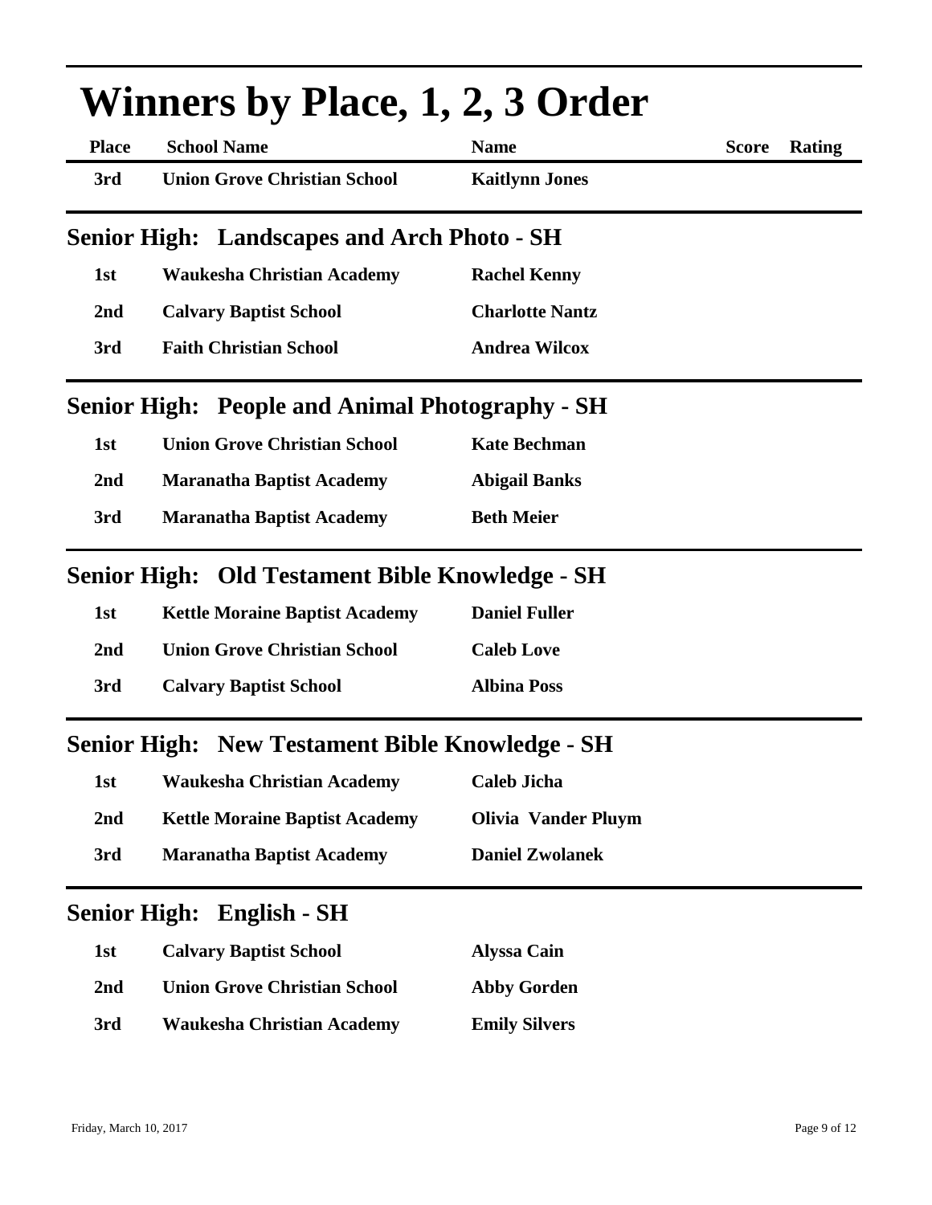# Winners by Place, 1, 2, 3 Order

| Place | School Name | Name | Score | Rating |
|---|---|---|---|---|
| 3rd | Union Grove Christian School | Kaitlynn Jones | | |

## Senior High: Landscapes and Arch Photo - SH

| Place | School Name | Name | Score | Rating |
|---|---|---|---|---|
| 1st | Waukesha Christian Academy | Rachel Kenny | | |
| 2nd | Calvary Baptist School | Charlotte Nantz | | |
| 3rd | Faith Christian School | Andrea Wilcox | | |

## Senior High: People and Animal Photography - SH

| Place | School Name | Name | Score | Rating |
|---|---|---|---|---|
| 1st | Union Grove Christian School | Kate Bechman | | |
| 2nd | Maranatha Baptist Academy | Abigail Banks | | |
| 3rd | Maranatha Baptist Academy | Beth Meier | | |

## Senior High: Old Testament Bible Knowledge - SH

| Place | School Name | Name | Score | Rating |
|---|---|---|---|---|
| 1st | Kettle Moraine Baptist Academy | Daniel Fuller | | |
| 2nd | Union Grove Christian School | Caleb Love | | |
| 3rd | Calvary Baptist School | Albina Poss | | |

## Senior High: New Testament Bible Knowledge - SH

| Place | School Name | Name | Score | Rating |
|---|---|---|---|---|
| 1st | Waukesha Christian Academy | Caleb Jicha | | |
| 2nd | Kettle Moraine Baptist Academy | Olivia Vander Pluym | | |
| 3rd | Maranatha Baptist Academy | Daniel Zwolanek | | |

## Senior High: English - SH

| Place | School Name | Name | Score | Rating |
|---|---|---|---|---|
| 1st | Calvary Baptist School | Alyssa Cain | | |
| 2nd | Union Grove Christian School | Abby Gorden | | |
| 3rd | Waukesha Christian Academy | Emily Silvers | | |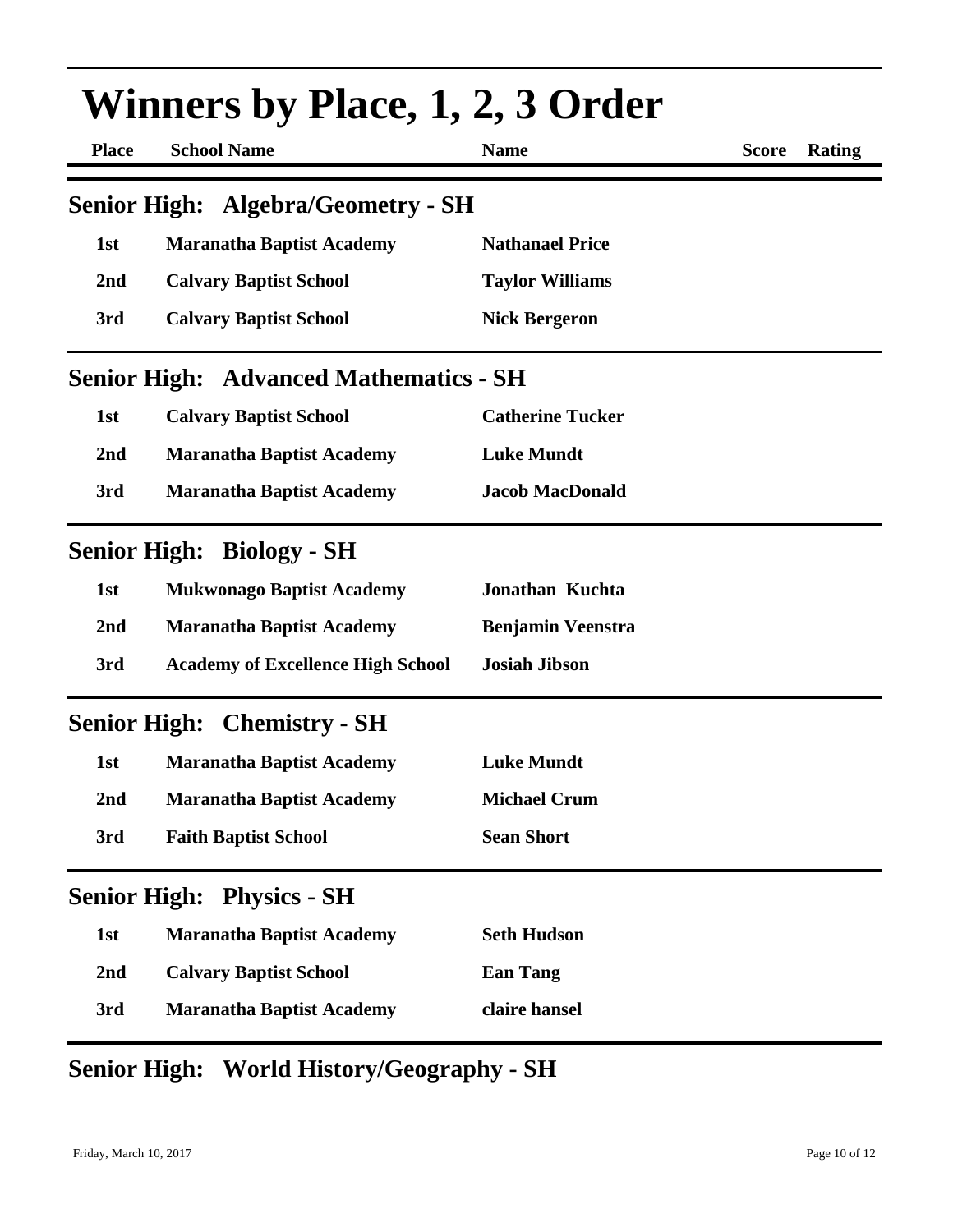# Winners by Place, 1, 2, 3 Order

| Place | School Name | Name | Score | Rating |
|---|---|---|---|---|

## Senior High: Algebra/Geometry - SH

| Place | School Name | Name | Score | Rating |
|---|---|---|---|---|
| 1st | Maranatha Baptist Academy | Nathanael Price | | |
| 2nd | Calvary Baptist School | Taylor Williams | | |
| 3rd | Calvary Baptist School | Nick Bergeron | | |

## Senior High: Advanced Mathematics - SH

| Place | School Name | Name | Score | Rating |
|---|---|---|---|---|
| 1st | Calvary Baptist School | Catherine Tucker | | |
| 2nd | Maranatha Baptist Academy | Luke Mundt | | |
| 3rd | Maranatha Baptist Academy | Jacob MacDonald | | |

## Senior High: Biology - SH

| Place | School Name | Name | Score | Rating |
|---|---|---|---|---|
| 1st | Mukwonago Baptist Academy | Jonathan Kuchta | | |
| 2nd | Maranatha Baptist Academy | Benjamin Veenstra | | |
| 3rd | Academy of Excellence High School | Josiah Jibson | | |

## Senior High: Chemistry - SH

| Place | School Name | Name | Score | Rating |
|---|---|---|---|---|
| 1st | Maranatha Baptist Academy | Luke Mundt | | |
| 2nd | Maranatha Baptist Academy | Michael Crum | | |
| 3rd | Faith Baptist School | Sean Short | | |

## Senior High: Physics - SH

| Place | School Name | Name | Score | Rating |
|---|---|---|---|---|
| 1st | Maranatha Baptist Academy | Seth Hudson | | |
| 2nd | Calvary Baptist School | Ean Tang | | |
| 3rd | Maranatha Baptist Academy | claire hansel | | |

## Senior High: World History/Geography - SH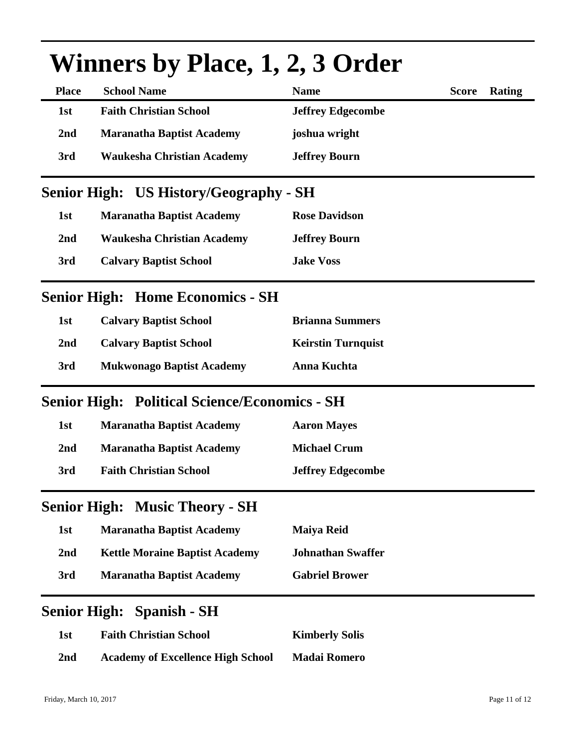# Winners by Place, 1, 2, 3 Order

| Place | School Name | Name | Score | Rating |
|---|---|---|---|---|
| 1st | Faith Christian School | Jeffrey Edgecombe | | |
| 2nd | Maranatha Baptist Academy | joshua wright | | |
| 3rd | Waukesha Christian Academy | Jeffrey Bourn | | |

## Senior High: US History/Geography - SH

| Place | School Name | Name | Score | Rating |
|---|---|---|---|---|
| 1st | Maranatha Baptist Academy | Rose Davidson | | |
| 2nd | Waukesha Christian Academy | Jeffrey Bourn | | |
| 3rd | Calvary Baptist School | Jake Voss | | |

## Senior High: Home Economics - SH

| Place | School Name | Name | Score | Rating |
|---|---|---|---|---|
| 1st | Calvary Baptist School | Brianna Summers | | |
| 2nd | Calvary Baptist School | Keirstin Turnquist | | |
| 3rd | Mukwonago Baptist Academy | Anna Kuchta | | |

## Senior High: Political Science/Economics - SH

| Place | School Name | Name | Score | Rating |
|---|---|---|---|---|
| 1st | Maranatha Baptist Academy | Aaron Mayes | | |
| 2nd | Maranatha Baptist Academy | Michael Crum | | |
| 3rd | Faith Christian School | Jeffrey Edgecombe | | |

## Senior High: Music Theory - SH

| Place | School Name | Name | Score | Rating |
|---|---|---|---|---|
| 1st | Maranatha Baptist Academy | Maiya Reid | | |
| 2nd | Kettle Moraine Baptist Academy | Johnathan Swaffer | | |
| 3rd | Maranatha Baptist Academy | Gabriel Brower | | |

## Senior High: Spanish - SH

| Place | School Name | Name | Score | Rating |
|---|---|---|---|---|
| 1st | Faith Christian School | Kimberly Solis | | |
| 2nd | Academy of Excellence High School | Madai Romero | | |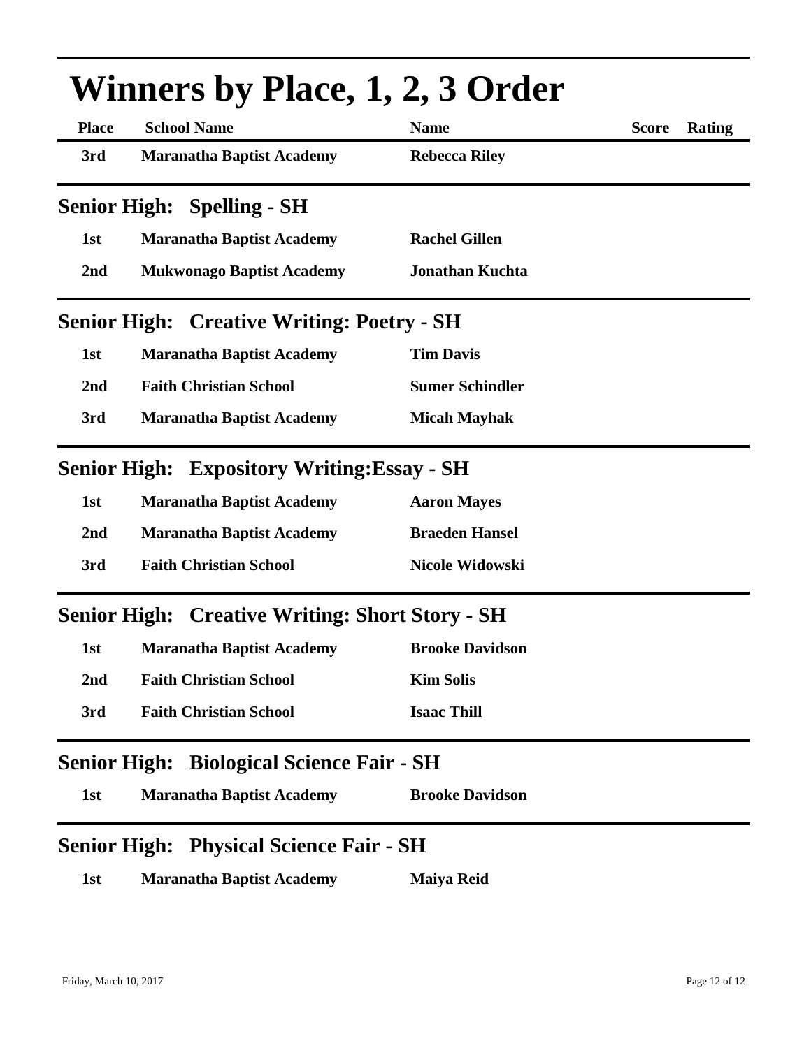# Winners by Place, 1, 2, 3 Order

| Place | School Name | Name | Score | Rating |
|---|---|---|---|---|
| 3rd | Maranatha Baptist Academy | Rebecca Riley | | |

## Senior High: Spelling - SH

| Place | School Name | Name | Score | Rating |
|---|---|---|---|---|
| 1st | Maranatha Baptist Academy | Rachel Gillen | | |
| 2nd | Mukwonago Baptist Academy | Jonathan Kuchta | | |

## Senior High: Creative Writing: Poetry - SH

| Place | School Name | Name | Score | Rating |
|---|---|---|---|---|
| 1st | Maranatha Baptist Academy | Tim Davis | | |
| 2nd | Faith Christian School | Sumer Schindler | | |
| 3rd | Maranatha Baptist Academy | Micah Mayhak | | |

## Senior High: Expository Writing:Essay - SH

| Place | School Name | Name | Score | Rating |
|---|---|---|---|---|
| 1st | Maranatha Baptist Academy | Aaron Mayes | | |
| 2nd | Maranatha Baptist Academy | Braeden Hansel | | |
| 3rd | Faith Christian School | Nicole Widowski | | |

## Senior High: Creative Writing: Short Story - SH

| Place | School Name | Name | Score | Rating |
|---|---|---|---|---|
| 1st | Maranatha Baptist Academy | Brooke Davidson | | |
| 2nd | Faith Christian School | Kim Solis | | |
| 3rd | Faith Christian School | Isaac Thill | | |

## Senior High: Biological Science Fair - SH

| Place | School Name | Name | Score | Rating |
|---|---|---|---|---|
| 1st | Maranatha Baptist Academy | Brooke Davidson | | |

## Senior High: Physical Science Fair - SH

| Place | School Name | Name | Score | Rating |
|---|---|---|---|---|
| 1st | Maranatha Baptist Academy | Maiya Reid | | |

Friday, March 10, 2017